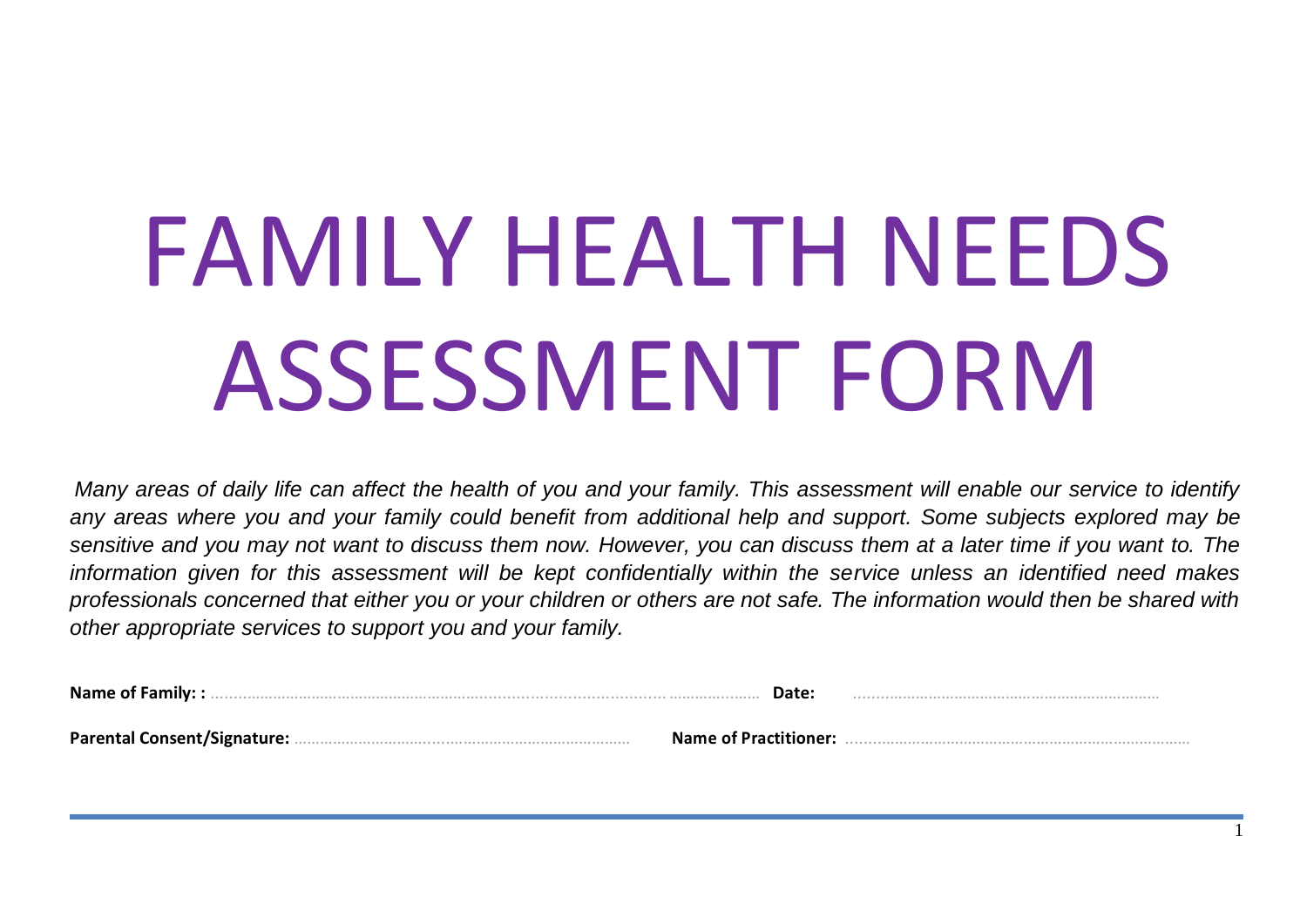# FAMILY HEALTH NEEDS ASSESSMENT FORM

*Many areas of daily life can affect the health of you and your family. This assessment will enable our service to identify any areas where you and your family could benefit from additional help and support. Some subjects explored may be sensitive and you may not want to discuss them now. However, you can discuss them at a later time if you want to. The information given for this assessment will be kept confidentially within the service unless an identified need makes professionals concerned that either you or your children or others are not safe. The information would then be shared with other appropriate services to support you and your family.*

**Name of Family: :** ............................................................................................................ **Date:** ......................................................................

**Parental Consent/Signature:** ............................................................................ **Name of Practitioner:** ...............................................................................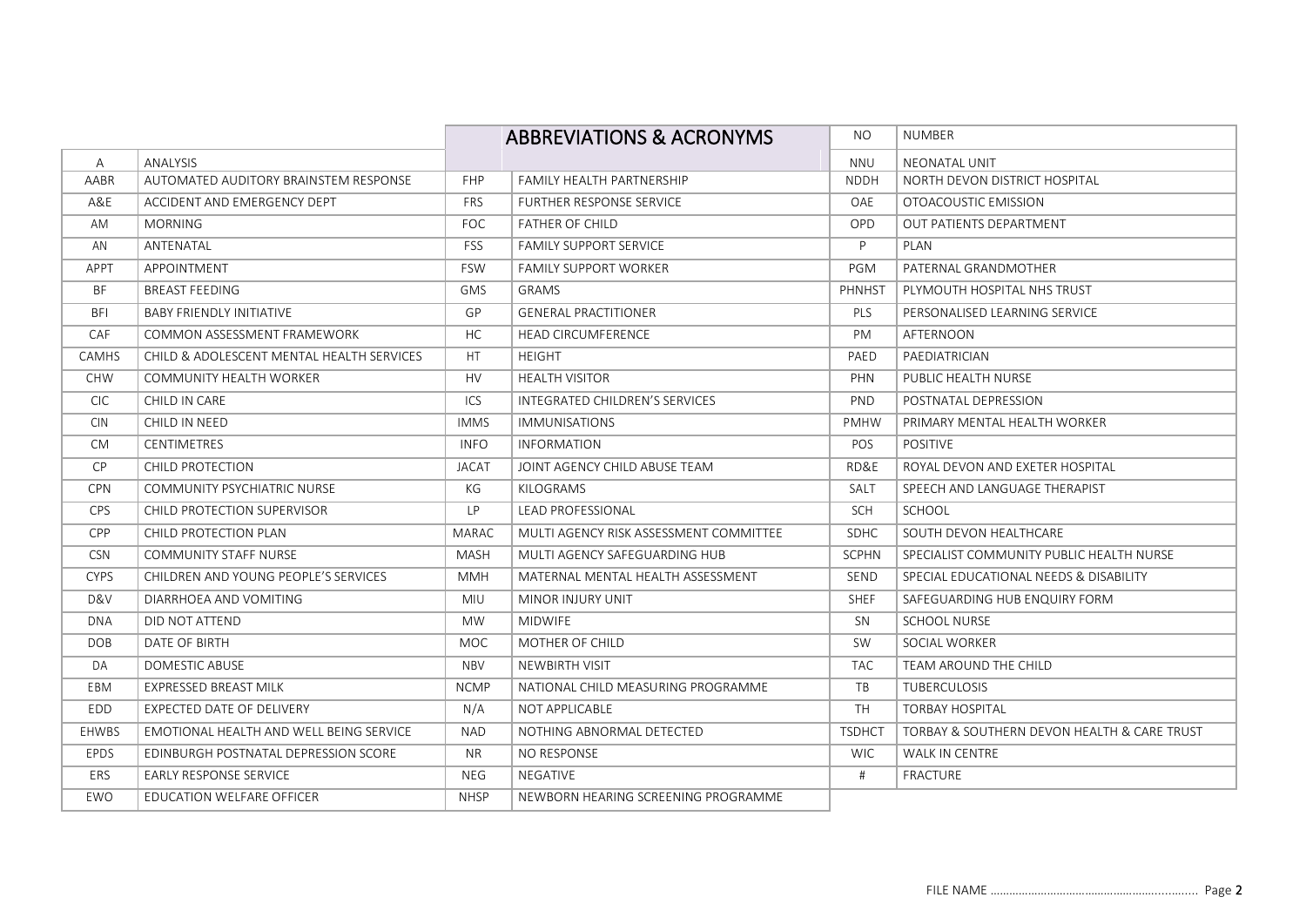## ABBREVIATIONS & ACRONYMS

| Abbreviation | Meaning | Abbreviation | Meaning | Abbreviation | Meaning |
|---|---|---|---|---|---|
| A | ANALYSIS | | | NO | NUMBER |
| AABR | AUTOMATED AUDITORY BRAINSTEM RESPONSE | FHP | FAMILY HEALTH PARTNERSHIP | NNU | NEONATAL UNIT |
| A&E | ACCIDENT AND EMERGENCY DEPT | FRS | FURTHER RESPONSE SERVICE | NDDH | NORTH DEVON DISTRICT HOSPITAL |
| AM | MORNING | FOC | FATHER OF CHILD | OAE | OTOACOUSTIC EMISSION |
| AN | ANTENATAL | FSS | FAMILY SUPPORT SERVICE | OPD | OUT PATIENTS DEPARTMENT |
| APPT | APPOINTMENT | FSW | FAMILY SUPPORT WORKER | P | PLAN |
| BF | BREAST FEEDING | GMS | GRAMS | PGM | PATERNAL GRANDMOTHER |
| BFI | BABY FRIENDLY INITIATIVE | GP | GENERAL PRACTITIONER | PHNHST | PLYMOUTH HOSPITAL NHS TRUST |
| CAF | COMMON ASSESSMENT FRAMEWORK | HC | HEAD CIRCUMFERENCE | PLS | PERSONALISED LEARNING SERVICE |
| CAMHS | CHILD & ADOLESCENT MENTAL HEALTH SERVICES | HT | HEIGHT | PM | AFTERNOON |
| CHW | COMMUNITY HEALTH WORKER | HV | HEALTH VISITOR | PAED | PAEDIATRICIAN |
| CIC | CHILD IN CARE | ICS | INTEGRATED CHILDREN'S SERVICES | PHN | PUBLIC HEALTH NURSE |
| CIN | CHILD IN NEED | IMMS | IMMUNISATIONS | PND | POSTNATAL DEPRESSION |
| CM | CENTIMETRES | INFO | INFORMATION | PMHW | PRIMARY MENTAL HEALTH WORKER |
| CP | CHILD PROTECTION | JACAT | JOINT AGENCY CHILD ABUSE TEAM | POS | POSITIVE |
| CPN | COMMUNITY PSYCHIATRIC NURSE | KG | KILOGRAMS | RD&E | ROYAL DEVON AND EXETER HOSPITAL |
| CPS | CHILD PROTECTION SUPERVISOR | LP | LEAD PROFESSIONAL | SALT | SPEECH AND LANGUAGE THERAPIST |
| CPP | CHILD PROTECTION PLAN | MARAC | MULTI AGENCY RISK ASSESSMENT COMMITTEE | SCH | SCHOOL |
| CSN | COMMUNITY STAFF NURSE | MASH | MULTI AGENCY SAFEGUARDING HUB | SDHC | SOUTH DEVON HEALTHCARE |
| CYPS | CHILDREN AND YOUNG PEOPLE'S SERVICES | MMH | MATERNAL MENTAL HEALTH ASSESSMENT | SCPHN | SPECIALIST COMMUNITY PUBLIC HEALTH NURSE |
| D&V | DIARRHOEA AND VOMITING | MIU | MINOR INJURY UNIT | SEND | SPECIAL EDUCATIONAL NEEDS & DISABILITY |
| DNA | DID NOT ATTEND | MW | MIDWIFE | SHEF | SAFEGUARDING HUB ENQUIRY FORM |
| DOB | DATE OF BIRTH | MOC | MOTHER OF CHILD | SN | SCHOOL NURSE |
| DA | DOMESTIC ABUSE | NBV | NEWBIRTH VISIT | SW | SOCIAL WORKER |
| EBM | EXPRESSED BREAST MILK | NCMP | NATIONAL CHILD MEASURING PROGRAMME | TAC | TEAM AROUND THE CHILD |
| EDD | EXPECTED DATE OF DELIVERY | N/A | NOT APPLICABLE | TB | TUBERCULOSIS |
| EHWBS | EMOTIONAL HEALTH AND WELL BEING SERVICE | NAD | NOTHING ABNORMAL DETECTED | TH | TORBAY HOSPITAL |
| EPDS | EDINBURGH POSTNATAL DEPRESSION SCORE | NR | NO RESPONSE | TSDHCT | TORBAY & SOUTHERN DEVON HEALTH & CARE TRUST |
| ERS | EARLY RESPONSE SERVICE | NEG | NEGATIVE | WIC | WALK IN CENTRE |
| EWO | EDUCATION WELFARE OFFICER | NHSP | NEWBORN HEARING SCREENING PROGRAMME | # | FRACTURE |

FILE NAME ……………………………………………………………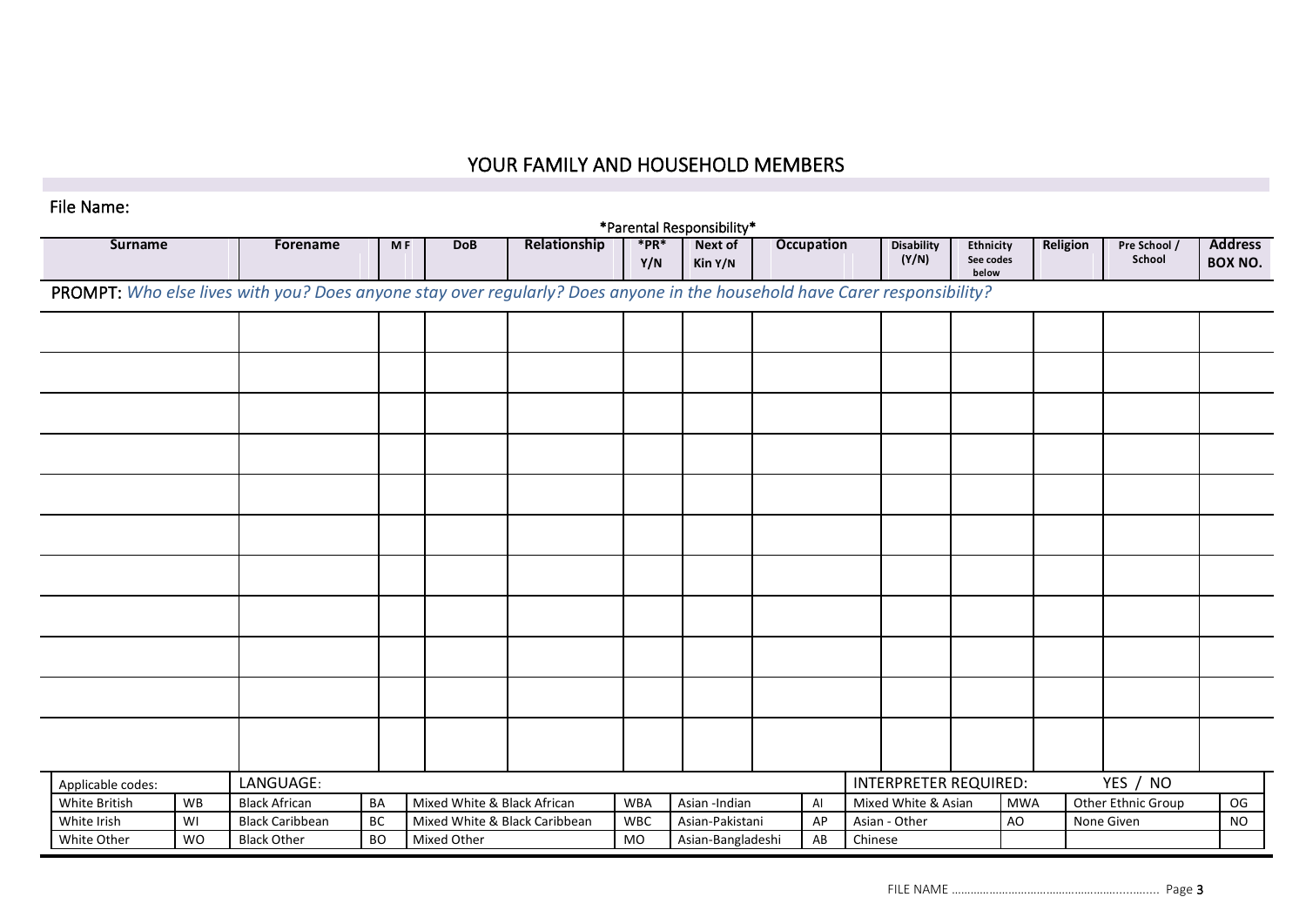# YOUR FAMILY AND HOUSEHOLD MEMBERS

File Name:

| Surname | Forename | M F | DoB | Relationship | *PR* Y/N | Next of Kin Y/N | Occupation | Disability (Y/N) | Ethnicity See codes below | Religion | Pre School / School | Address BOX NO. |
|---|---|---|---|---|---|---|---|---|---|---|---|---|
| | | | | | | | | | | | | |
| | | | | | | | | | | | | |
| | | | | | | | | | | | | |
| | | | | | | | | | | | | |
| | | | | | | | | | | | | |
| | | | | | | | | | | | | |
| | | | | | | | | | | | | |
| | | | | | | | | | | | | |
| | | | | | | | | | | | | |
| | | | | | | | | | | | | |
| | | | | | | | | | | | | |

*Parental Responsibility*

PROMPT: *Who else lives with you? Does anyone stay over regularly? Does anyone in the household have Carer responsibility?*

| Applicable codes: | | LANGUAGE: | | | | | | INTERPRETER REQUIRED: YES / NO | | | |
|---|---|---|---|---|---|---|---|---|---|---|---|
| White British | WB | Black African | BA | Mixed White & Black African | WBA | Asian -Indian | AI | Mixed White & Asian | MWA | Other Ethnic Group | OG |
| White Irish | WI | Black Caribbean | BC | Mixed White & Black Caribbean | WBC | Asian-Pakistani | AP | Asian - Other | AO | None Given | NO |
| White Other | WO | Black Other | BO | Mixed Other | MO | Asian-Bangladeshi | AB | Chinese | | | |

FILE NAME ..........................................................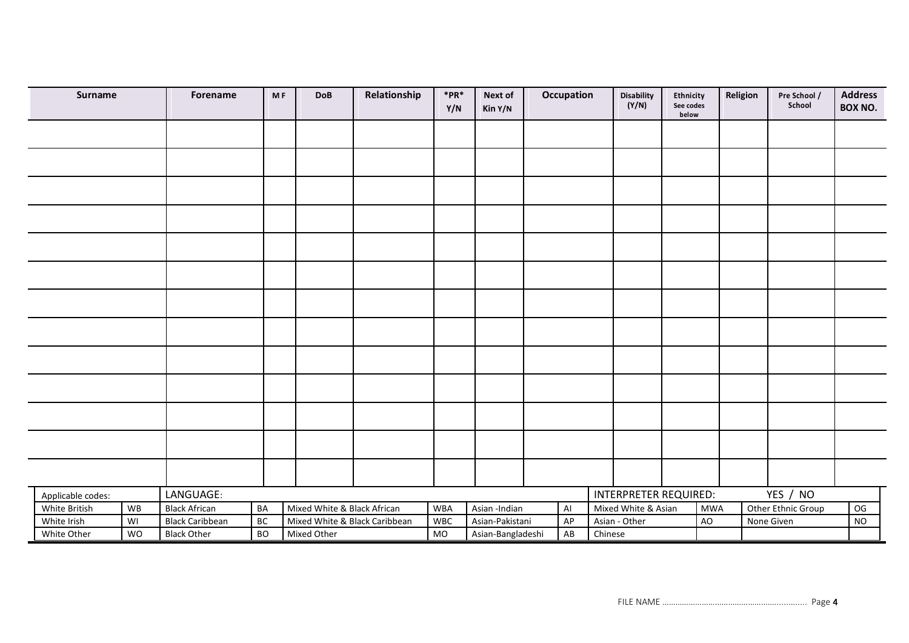| Surname | Forename | M F | DoB | Relationship | *PR* Y/N | Next of Kin Y/N | Occupation | Disability (Y/N) | Ethnicity See codes below | Religion | Pre School / School | Address BOX NO. |
|---|---|---|---|---|---|---|---|---|---|---|---|---|
| | | | | | | | | | | | | |
| | | | | | | | | | | | | |
| | | | | | | | | | | | | |
| | | | | | | | | | | | | |
| | | | | | | | | | | | | |
| | | | | | | | | | | | | |
| | | | | | | | | | | | | |
| | | | | | | | | | | | | |
| | | | | | | | | | | | | |
| | | | | | | | | | | | | |
| | | | | | | | | | | | | |
| | | | | | | | | | | | | |
| | | | | | | | | | | | | |

| Applicable codes: | | LANGUAGE: | | | | | | INTERPRETER REQUIRED: | | YES / NO | |
|---|---|---|---|---|---|---|---|---|---|---|---|
| White British | WB | Black African | BA | Mixed White & Black African | WBA | Asian -Indian | AI | Mixed White & Asian | MWA | Other Ethnic Group | OG |
| White Irish | WI | Black Caribbean | BC | Mixed White & Black Caribbean | WBC | Asian-Pakistani | AP | Asian - Other | AO | None Given | NO |
| White Other | WO | Black Other | BO | Mixed Other | MO | Asian-Bangladeshi | AB | Chinese | | | |

FILE NAME ………………………………………………..........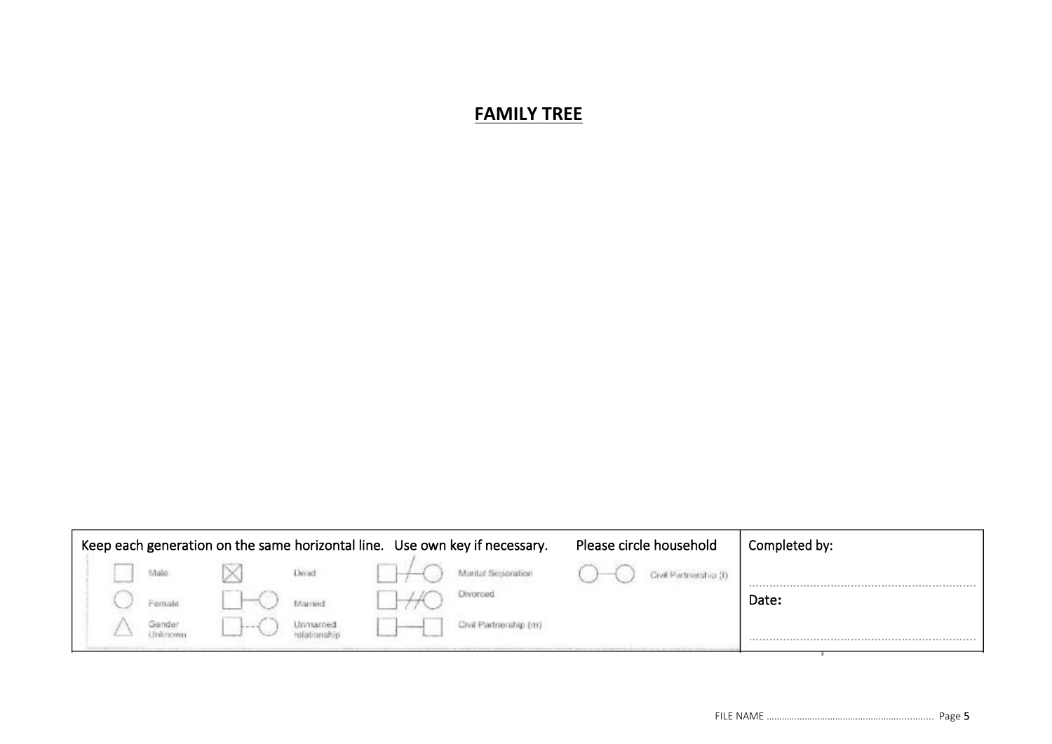# FAMILY TREE

| Keep each generation on the same horizontal line. Use own key if necessary. | | | Please circle household | Completed by: |
|---|---|---|---|---|
| Male | Dead | Marital Separation | Civil Partnership (f) | ................................................................ |
| Female | Married | Divorced | | Date: |
| Gender Unknown | Unmarried relationship | Civil Partnership (m) | | ................................................................ |

FILE NAME ................................................................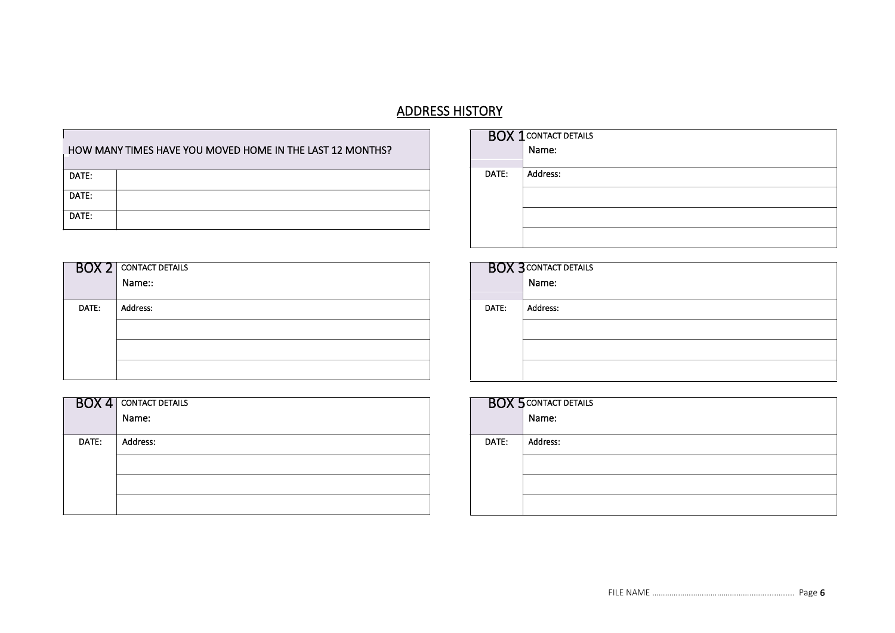# ADDRESS HISTORY

| HOW MANY TIMES HAVE YOU MOVED HOME IN THE LAST 12 MONTHS? | |
|---|---|
| DATE: | |
| DATE: | |
| DATE: | |

| BOX 1 | CONTACT DETAILS Name: |
|---|---|
| DATE: | Address: |
| | |
| | |
| | |

| BOX 2 | CONTACT DETAILS Name:: |
|---|---|
| DATE: | Address: |
| | |
| | |
| | |

| BOX 3 | CONTACT DETAILS Name: |
|---|---|
| DATE: | Address: |
| | |
| | |
| | |

| BOX 4 | CONTACT DETAILS Name: |
|---|---|
| DATE: | Address: |
| | |
| | |
| | |

| BOX 5 | CONTACT DETAILS Name: |
|---|---|
| DATE: | Address: |
| | |
| | |
| | |

FILE NAME ……………………………………………………..........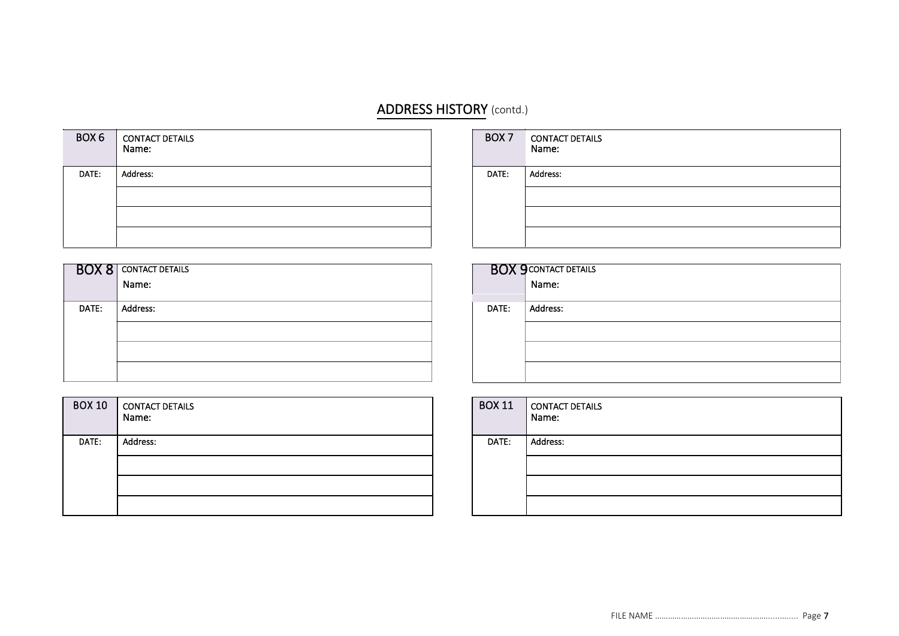## ADDRESS HISTORY (contd.)

| BOX 6 | CONTACT DETAILS<br>Name: |
|---|---|
| DATE: | Address: |
| | |
| | |
| | |

| BOX 7 | CONTACT DETAILS<br>Name: |
|---|---|
| DATE: | Address: |
| | |
| | |
| | |

| BOX 8 | CONTACT DETAILS<br>Name: |
|---|---|
| DATE: | Address: |
| | |
| | |
| | |

| BOX 9 | CONTACT DETAILS<br>Name: |
|---|---|
| DATE: | Address: |
| | |
| | |
| | |

| BOX 10 | CONTACT DETAILS<br>Name: |
|---|---|
| DATE: | Address: |
| | |
| | |
| | |

| BOX 11 | CONTACT DETAILS<br>Name: |
|---|---|
| DATE: | Address: |
| | |
| | |
| | |

FILE NAME ..................................................................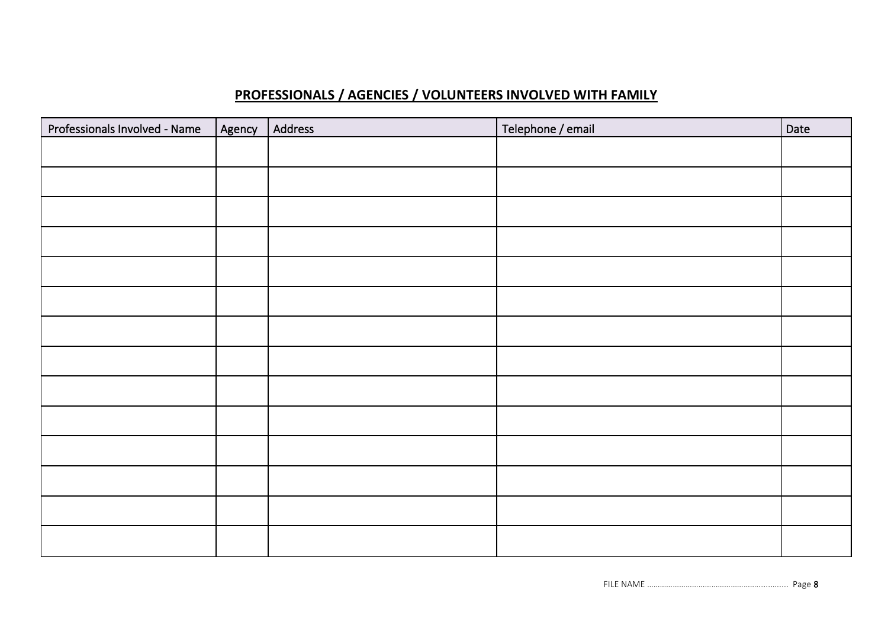**PROFESSIONALS / AGENCIES / VOLUNTEERS INVOLVED WITH FAMILY**

| Professionals Involved - Name | Agency | Address | Telephone / email | Date |
|---|---|---|---|---|
| | | | | |
| | | | | |
| | | | | |
| | | | | |
| | | | | |
| | | | | |
| | | | | |
| | | | | |
| | | | | |
| | | | | |
| | | | | |
| | | | | |
| | | | | |
| | | | | |

FILE NAME ………………………………………………………..........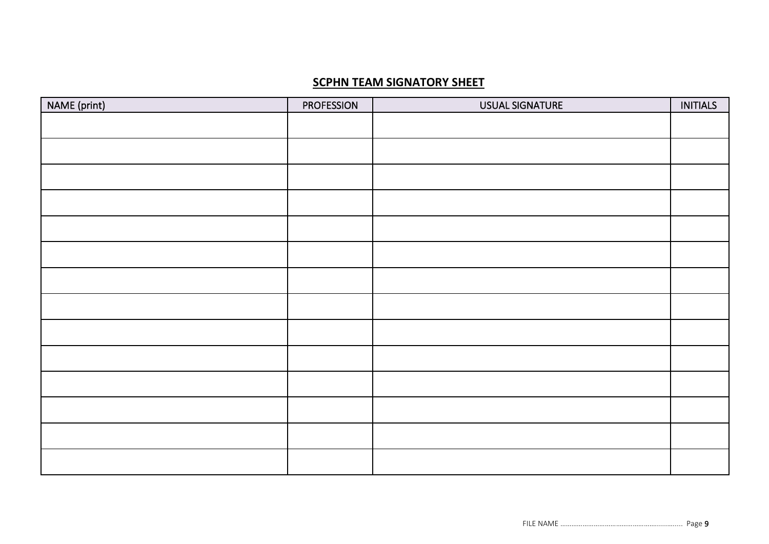**SCPHN TEAM SIGNATORY SHEET**

| NAME (print) | PROFESSION | USUAL SIGNATURE | INITIALS |
|---|---|---|---|
| | | | |
| | | | |
| | | | |
| | | | |
| | | | |
| | | | |
| | | | |
| | | | |
| | | | |
| | | | |
| | | | |
| | | | |
| | | | |
| | | | |

FILE NAME ……………………………………………………..........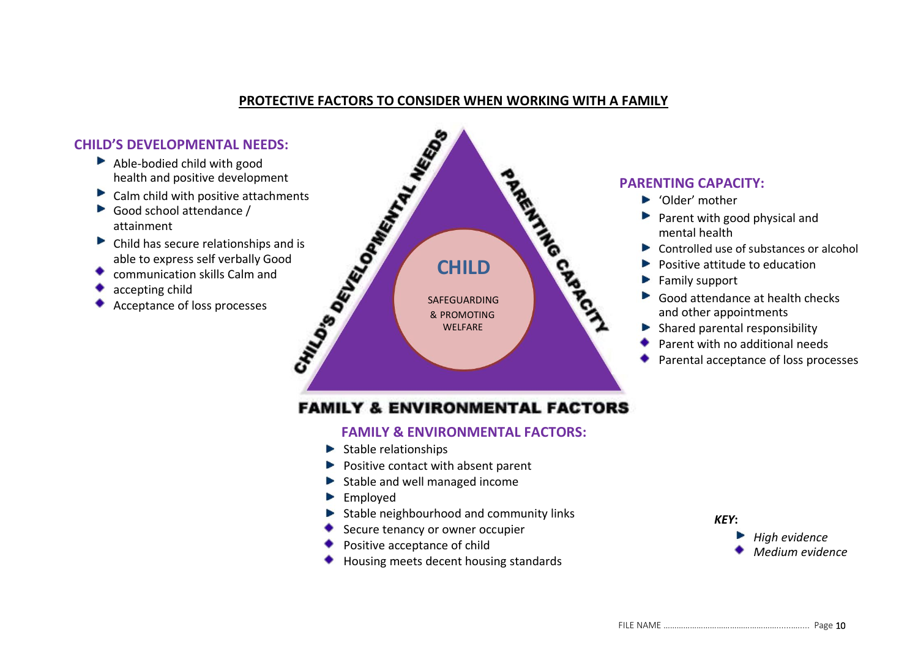# PROTECTIVE FACTORS TO CONSIDER WHEN WORKING WITH A FAMILY

## CHILD'S DEVELOPMENTAL NEEDS:

- ► Able-bodied child with good health and positive development
- ► Calm child with positive attachments
- ► Good school attendance / attainment
- ► Child has secure relationships and is able to express self verbally
- ◆ Good communication skills
- ◆ Calm and accepting child
- ◆ Acceptance of loss processes

CHILD'S DEVELOPMENTAL NEEDS

PARENTING CAPACITY

CHILD

SAFEGUARDING & PROMOTING WELFARE

FAMILY & ENVIRONMENTAL FACTORS

## PARENTING CAPACITY:

- ► 'Older' mother
- ► Parent with good physical and mental health
- ► Controlled use of substances or alcohol
- ► Positive attitude to education
- ► Family support
- ► Good attendance at health checks and other appointments
- ► Shared parental responsibility
- ◆ Parent with no additional needs
- ◆ Parental acceptance of loss processes

## FAMILY & ENVIRONMENTAL FACTORS:

- ► Stable relationships
- ► Positive contact with absent parent
- ► Stable and well managed income
- ► Employed
- ► Stable neighbourhood and community links
- ◆ Secure tenancy or owner occupier
- ◆ Positive acceptance of child
- ◆ Housing meets decent housing standards

***KEY*:**

- ► *High evidence*
- ◆ *Medium evidence*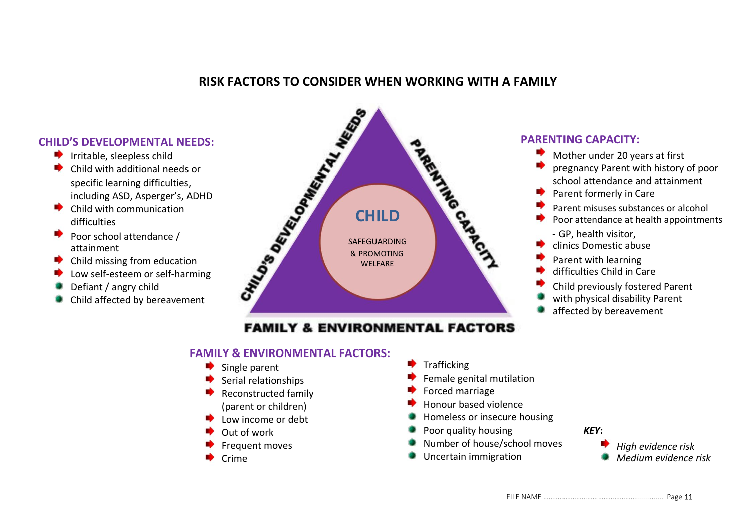# RISK FACTORS TO CONSIDER WHEN WORKING WITH A FAMILY

CHILD'S DEVELOPMENTAL NEEDS — PARENTING CAPACITY — FAMILY & ENVIRONMENTAL FACTORS

**CHILD**

SAFEGUARDING & PROMOTING WELFARE

## CHILD'S DEVELOPMENTAL NEEDS:

- ➡ Irritable, sleepless child
- ➡ Child with additional needs or specific learning difficulties, including ASD, Asperger's, ADHD
- ➡ Child with communication difficulties
- ➡ Poor school attendance / attainment
- ➡ Child missing from education
- ➡ Low self-esteem or self-harming
- ● Defiant / angry child
- ● Child affected by bereavement

## PARENTING CAPACITY:

- ➡ Mother under 20 years at first
- ➡ pregnancy Parent with history of poor school attendance and attainment
- ➡ Parent formerly in Care
- ➡ Parent misuses substances or alcohol
- ➡ Poor attendance at health appointments - GP, health visitor,
- ➡ clinics Domestic abuse
- ➡ Parent with learning
- ➡ difficulties Child in Care
- ➡ Child previously fostered Parent
- ● with physical disability Parent
- ● affected by bereavement

## FAMILY & ENVIRONMENTAL FACTORS:

- ➡ Single parent
- ➡ Serial relationships
- ➡ Reconstructed family (parent or children)
- ➡ Low income or debt
- ➡ Out of work
- ➡ Frequent moves
- ➡ Crime
- ➡ Trafficking
- ➡ Female genital mutilation
- ➡ Forced marriage
- ➡ Honour based violence
- ● Homeless or insecure housing
- ● Poor quality housing
- ● Number of house/school moves
- ● Uncertain immigration

***KEY*:**

- ➡ *High evidence risk*
- ● *Medium evidence risk*

FILE NAME ……………………………………………………..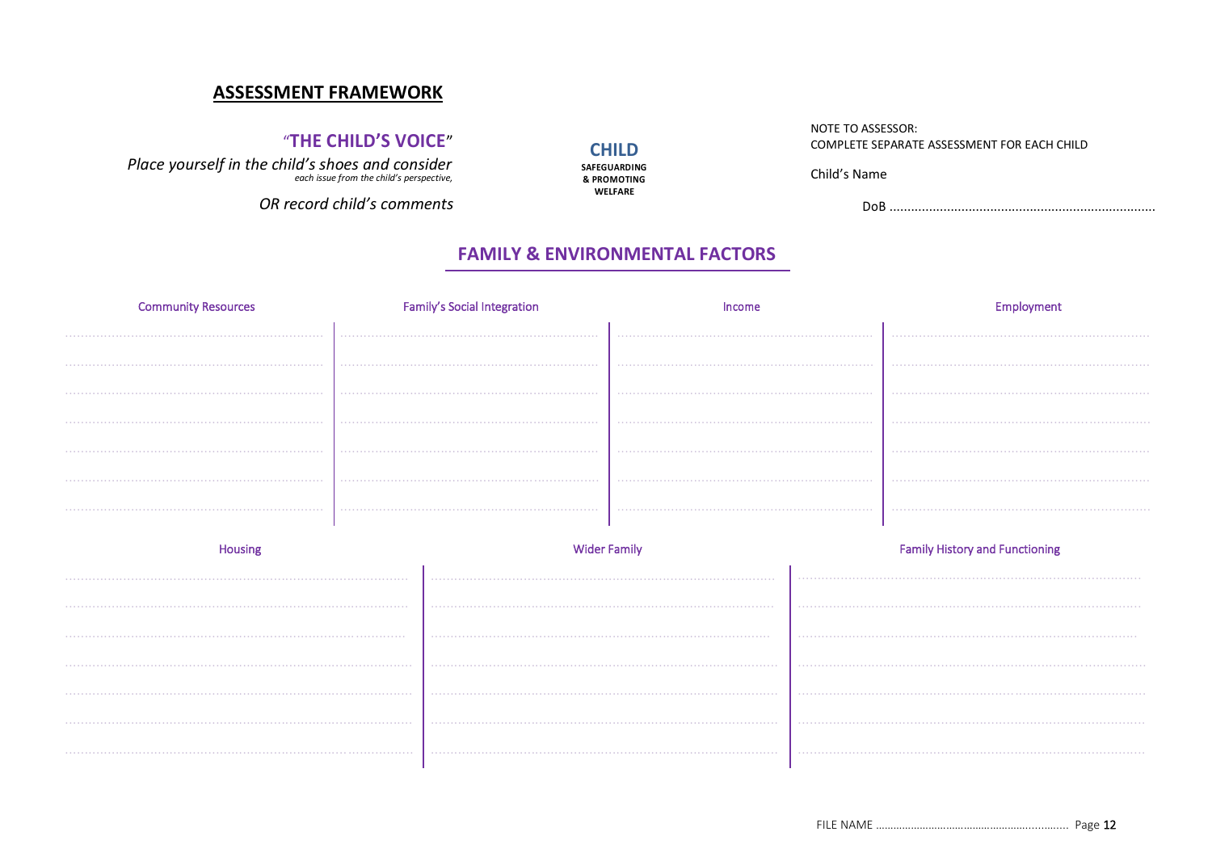## ASSESSMENT FRAMEWORK

### "THE CHILD'S VOICE"

*Place yourself in the child's shoes and consider each issue from the child's perspective,*

*OR record child's comments*

**CHILD**
**SAFEGUARDING & PROMOTING WELFARE**

NOTE TO ASSESSOR:
COMPLETE SEPARATE ASSESSMENT FOR EACH CHILD

Child's Name

DoB ..........................................................................

## FAMILY & ENVIRONMENTAL FACTORS

| Community Resources | Family's Social Integration | Income | Employment |
| --- | --- | --- | --- |
| | | | |
| | | | |
| | | | |
| | | | |
| | | | |
| | | | |
| | | | |

| Housing | Wider Family | Family History and Functioning |
| --- | --- | --- |
| | | |
| | | |
| | | |
| | | |
| | | |
| | | |
| | | |

FILE NAME ..................................................................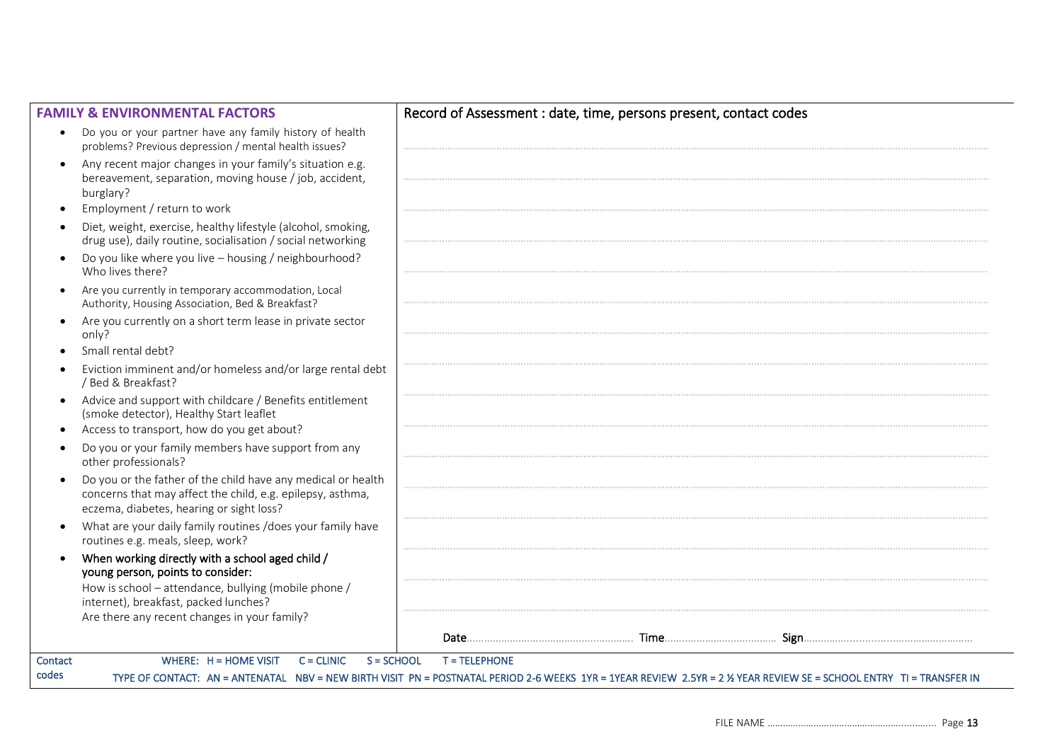| **FAMILY & ENVIRONMENTAL FACTORS** | Record of Assessment : date, time, persons present, contact codes |
|---|---|
| <ul><li>Do you or your partner have any family history of health problems? Previous depression / mental health issues?</li><li>Any recent major changes in your family's situation e.g. bereavement, separation, moving house / job, accident, burglary?</li><li>Employment / return to work</li><li>Diet, weight, exercise, healthy lifestyle (alcohol, smoking, drug use), daily routine, socialisation / social networking</li><li>Do you like where you live – housing / neighbourhood? Who lives there?</li><li>Are you currently in temporary accommodation, Local Authority, Housing Association, Bed & Breakfast?</li><li>Are you currently on a short term lease in private sector only?</li><li>Small rental debt?</li><li>Eviction imminent and/or homeless and/or large rental debt / Bed & Breakfast?</li><li>Advice and support with childcare / Benefits entitlement (smoke detector), Healthy Start leaflet</li><li>Access to transport, how do you get about?</li><li>Do you or your family members have support from any other professionals?</li><li>Do you or the father of the child have any medical or health concerns that may affect the child, e.g. epilepsy, asthma, eczema, diabetes, hearing or sight loss?</li><li>What are your daily family routines /does your family have routines e.g. meals, sleep, work?</li><li>**When working directly with a school aged child / young person, points to consider:**<br>How is school – attendance, bullying (mobile phone / internet), breakfast, packed lunches?<br>Are there any recent changes in your family?</li></ul> | <br><br><br><br><br><br><br><br><br><br><br><br><br><br>Date........................ Time........................ Sign........................ |

**Contact codes**

WHERE: H = HOME VISIT C = CLINIC S = SCHOOL T = TELEPHONE

TYPE OF CONTACT: AN = ANTENATAL NBV = NEW BIRTH VISIT PN = POSTNATAL PERIOD 2-6 WEEKS 1YR = 1YEAR REVIEW 2.5YR = 2 ½ YEAR REVIEW SE = SCHOOL ENTRY TI = TRANSFER IN

FILE NAME ........................................................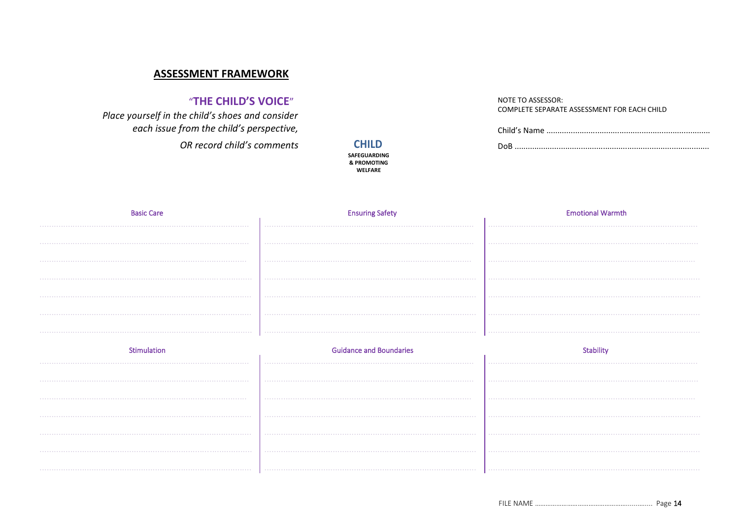## ASSESSMENT FRAMEWORK

### "THE CHILD'S VOICE"

*Place yourself in the child's shoes and consider each issue from the child's perspective,*

*OR record child's comments*

**CHILD**

**SAFEGUARDING & PROMOTING WELFARE**

NOTE TO ASSESSOR:
COMPLETE SEPARATE ASSESSMENT FOR EACH CHILD

Child's Name ........................................................................

DoB ......................................................................................

| Basic Care | Ensuring Safety | Emotional Warmth |
|---|---|---|
| ........................................ | ........................................ | ........................................ |
| ........................................ | ........................................ | ........................................ |
| ........................................ | ........................................ | ........................................ |
| ........................................ | ........................................ | ........................................ |
| ........................................ | ........................................ | ........................................ |
| ........................................ | ........................................ | ........................................ |
| ........................................ | ........................................ | ........................................ |

| Stimulation | Guidance and Boundaries | Stability |
|---|---|---|
| ........................................ | ........................................ | ........................................ |
| ........................................ | ........................................ | ........................................ |
| ........................................ | ........................................ | ........................................ |
| ........................................ | ........................................ | ........................................ |
| ........................................ | ........................................ | ........................................ |
| ........................................ | ........................................ | ........................................ |
| ........................................ | ........................................ | ........................................ |

FILE NAME ..............................................................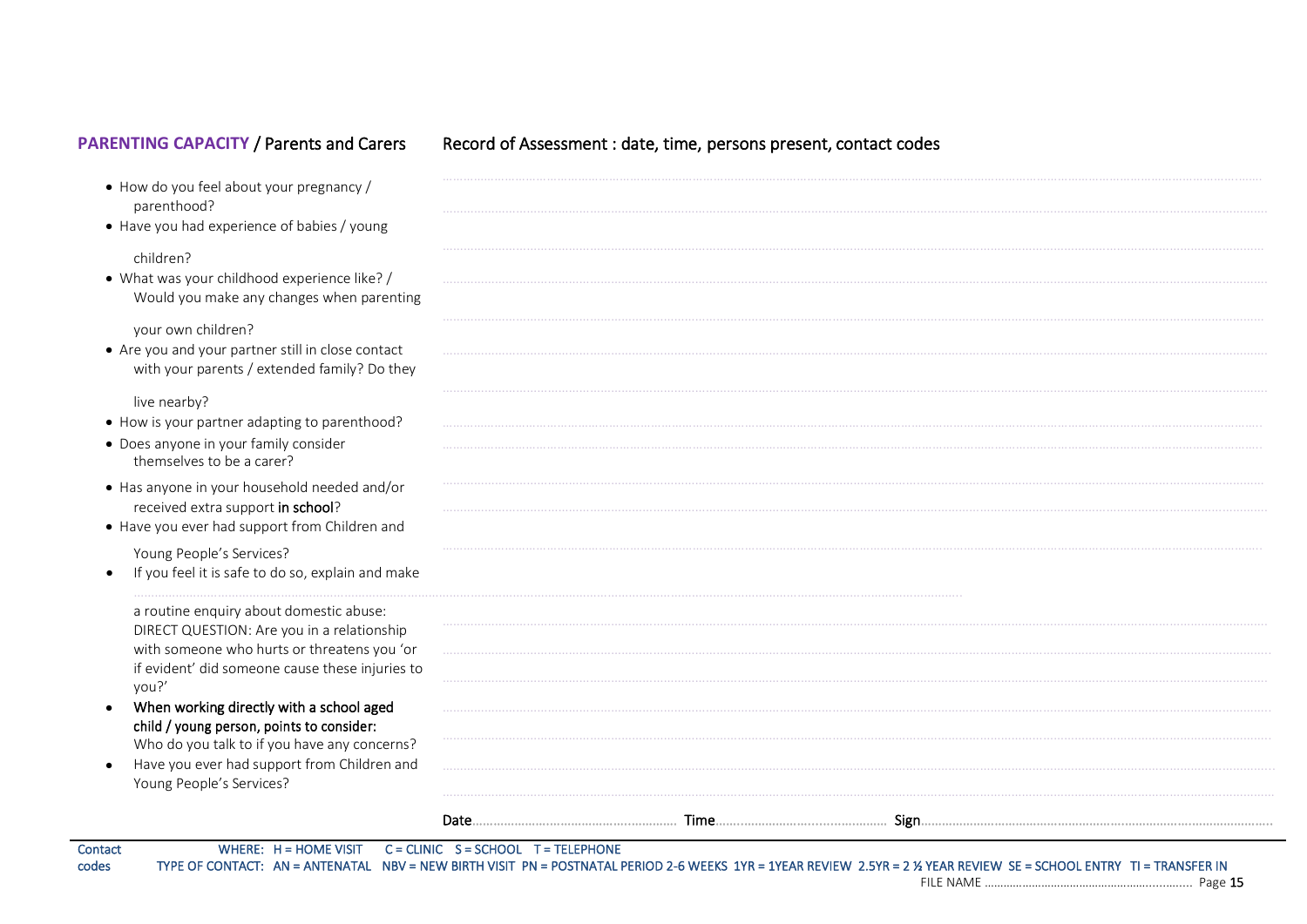## **PARENTING CAPACITY** / Parents and Carers

Record of Assessment : date, time, persons present, contact codes

- How do you feel about your pregnancy / parenthood?
- Have you had experience of babies / young children?
- What was your childhood experience like? / Would you make any changes when parenting your own children?
- Are you and your partner still in close contact with your parents / extended family? Do they live nearby?
- How is your partner adapting to parenthood?
- Does anyone in your family consider themselves to be a carer?
- Has anyone in your household needed and/or received extra support **in school**?
- Have you ever had support from Children and Young People's Services?
- If you feel it is safe to do so, explain and make a routine enquiry about domestic abuse: DIRECT QUESTION: Are you in a relationship with someone who hurts or threatens you 'or if evident' did someone cause these injuries to you?'
- When working directly with a school aged child / young person, points to consider: Who do you talk to if you have any concerns?
- Have you ever had support from Children and Young People's Services?

Date........................................ Time........................................ Sign........................................

Contact codes WHERE: H = HOME VISIT C = CLINIC S = SCHOOL T = TELEPHONE
TYPE OF CONTACT: AN = ANTENATAL NBV = NEW BIRTH VISIT PN = POSTNATAL PERIOD 2-6 WEEKS 1YR = 1YEAR REVIEW 2.5YR = 2 ½ YEAR REVIEW SE = SCHOOL ENTRY TI = TRANSFER IN

FILE NAME ........................................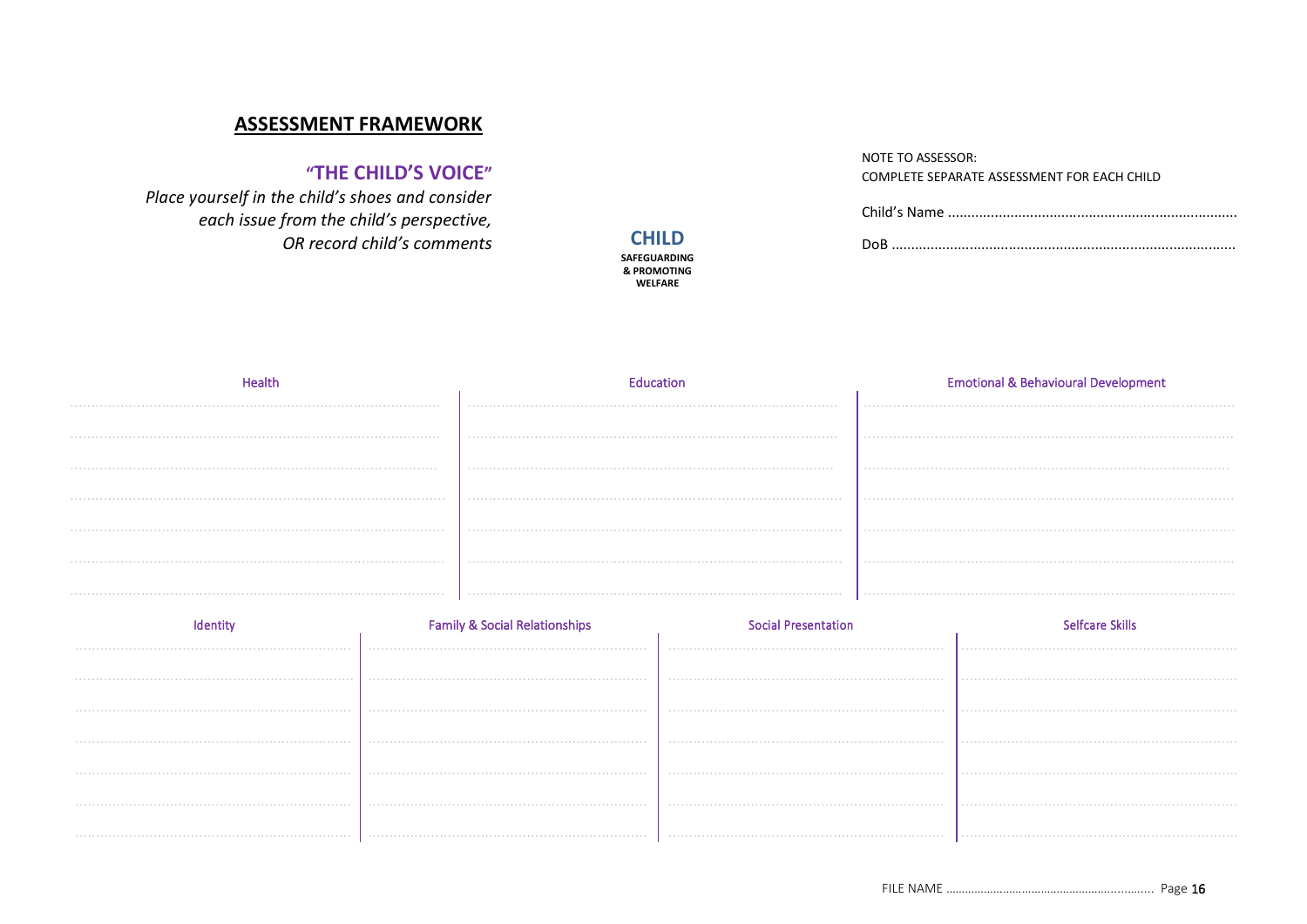## ASSESSMENT FRAMEWORK

### "THE CHILD'S VOICE"

*Place yourself in the child's shoes and consider each issue from the child's perspective, OR record child's comments*

NOTE TO ASSESSOR:
COMPLETE SEPARATE ASSESSMENT FOR EACH CHILD

Child's Name ..........................................................................

DoB ......................................................................................

**CHILD**
**SAFEGUARDING & PROMOTING WELFARE**

| Health | Education | Emotional & Behavioural Development |
|---|---|---|
| ........................................ | ........................................ | ........................................ |
| ........................................ | ........................................ | ........................................ |
| ........................................ | ........................................ | ........................................ |
| ........................................ | ........................................ | ........................................ |
| ........................................ | ........................................ | ........................................ |
| ........................................ | ........................................ | ........................................ |
| ........................................ | ........................................ | ........................................ |

| Identity | Family & Social Relationships | Social Presentation | Selfcare Skills |
|---|---|---|---|
| ................................ | ................................ | ................................ | ................................ |
| ................................ | ................................ | ................................ | ................................ |
| ................................ | ................................ | ................................ | ................................ |
| ................................ | ................................ | ................................ | ................................ |
| ................................ | ................................ | ................................ | ................................ |
| ................................ | ................................ | ................................ | ................................ |
| ................................ | ................................ | ................................ | ................................ |

FILE NAME ..................................................................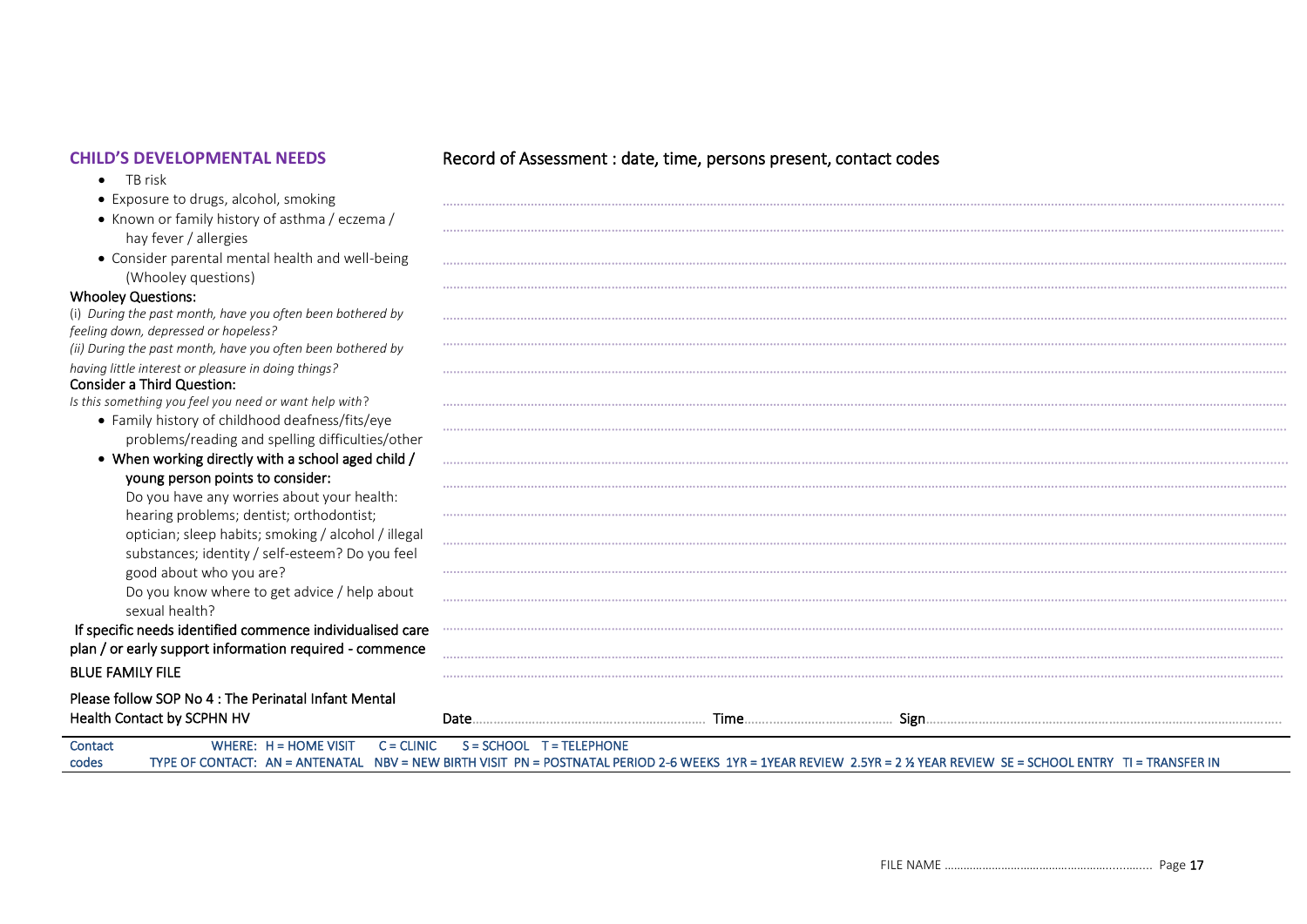## CHILD'S DEVELOPMENTAL NEEDS

- TB risk
- Exposure to drugs, alcohol, smoking
- Known or family history of asthma / eczema / hay fever / allergies
- Consider parental mental health and well-being (Whooley questions)

**Whooley Questions:**

(i) *During the past month, have you often been bothered by feeling down, depressed or hopeless?*

(ii) *During the past month, have you often been bothered by having little interest or pleasure in doing things?*

**Consider a Third Question:**

*Is this something you feel you need or want help with?*

- Family history of childhood deafness/fits/eye problems/reading and spelling difficulties/other
- When working directly with a school aged child / young person points to consider:

  Do you have any worries about your health: hearing problems; dentist; orthodontist; optician; sleep habits; smoking / alcohol / illegal substances; identity / self-esteem? Do you feel good about who you are?

  Do you know where to get advice / help about sexual health?

If specific needs identified commence individualised care plan / or early support information required - commence BLUE FAMILY FILE

Please follow SOP No 4 : The Perinatal Infant Mental Health Contact by SCPHN HV

### Record of Assessment : date, time, persons present, contact codes

........................................................................................................................................

........................................................................................................................................

........................................................................................................................................

........................................................................................................................................

........................................................................................................................................

........................................................................................................................................

........................................................................................................................................

........................................................................................................................................

........................................................................................................................................

........................................................................................................................................

........................................................................................................................................

........................................................................................................................................

........................................................................................................................................

........................................................................................................................................

........................................................................................................................................

........................................................................................................................................

........................................................................................................................................

........................................................................................................................................

Date................................ Time.............................. Sign....................................................

Contact codes WHERE: H = HOME VISIT C = CLINIC S = SCHOOL T = TELEPHONE
TYPE OF CONTACT: AN = ANTENATAL NBV = NEW BIRTH VISIT PN = POSTNATAL PERIOD 2-6 WEEKS 1YR = 1YEAR REVIEW 2.5YR = 2 ½ YEAR REVIEW SE = SCHOOL ENTRY TI = TRANSFER IN

FILE NAME ................................................................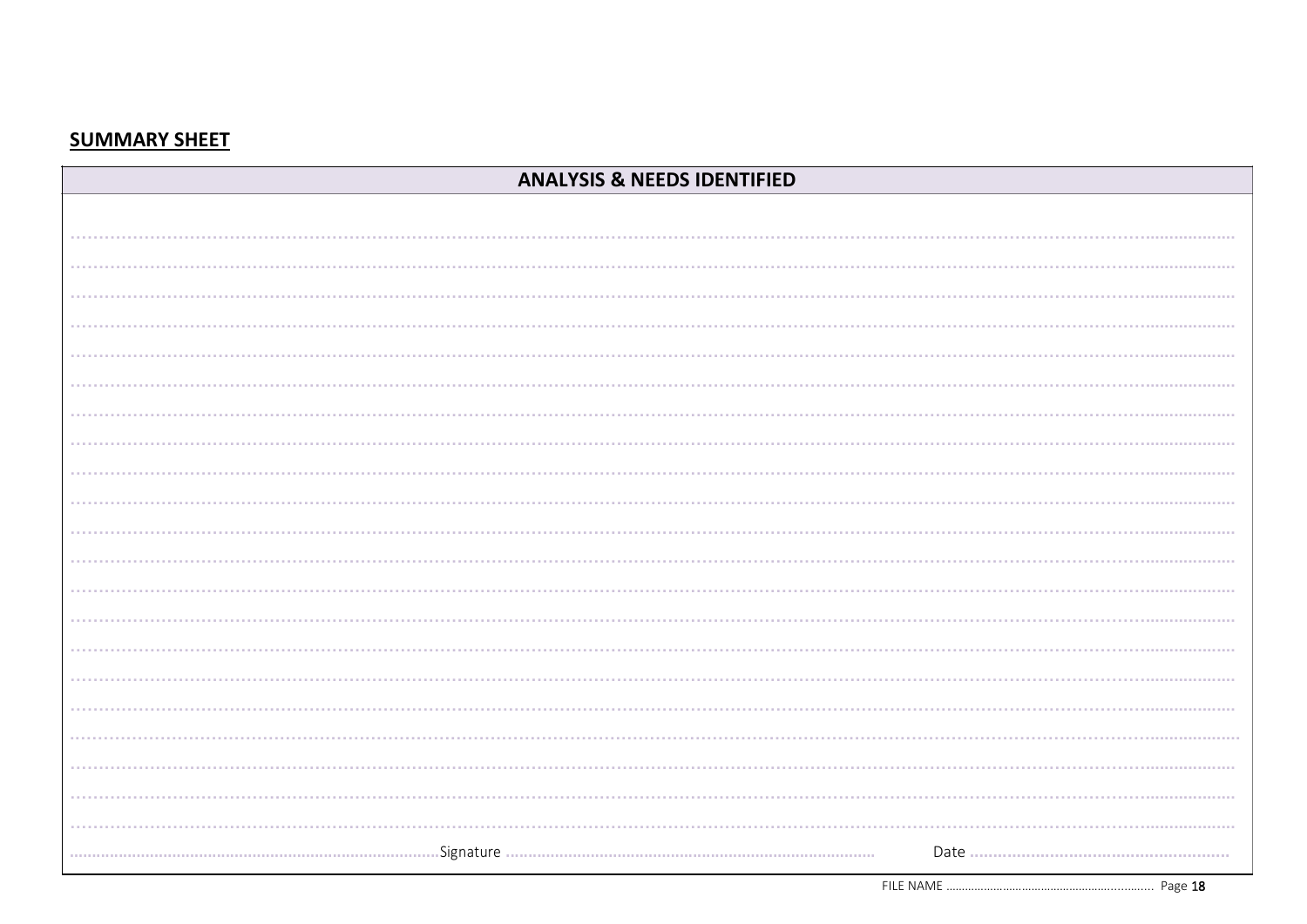**SUMMARY SHEET**

| ANALYSIS & NEEDS IDENTIFIED |
|---|
| ……………………………………………………………………………………………………………………………… |
| ……………………………………………………………………………………………………………………………… |
| ……………………………………………………………………………………………………………………………… |
| ……………………………………………………………………………………………………………………………… |
| ……………………………………………………………………………………………………………………………… |
| ……………………………………………………………………………………………………………………………… |
| ……………………………………………………………………………………………………………………………… |
| ……………………………………………………………………………………………………………………………… |
| ……………………………………………………………………………………………………………………………… |
| ……………………………………………………………………………………………………………………………… |
| ……………………………………………………………………………………………………………………………… |
| ……………………………………………………………………………………………………………………………… |
| ……………………………………………………………………………………………………………………………… |
| ……………………………………………………………………………………………………………………………… |
| ……………………………………………………………………………………………………………………………… |
| ……………………………………………………………………………………………………………………………… |
| ……………………………………………………………………………………………………………………………… |
| ……………………………………………………………………………………………………………………………… |
| ……………………………………………………………………………………………………………………………… |
| ……………………………………………………………………………………………………………………………… |
| ……………………………………………………………………………………………………………………………… |
| ……………………………………Signature ……………………………………………… Date …………………………………… |

FILE NAME ……………………………………………………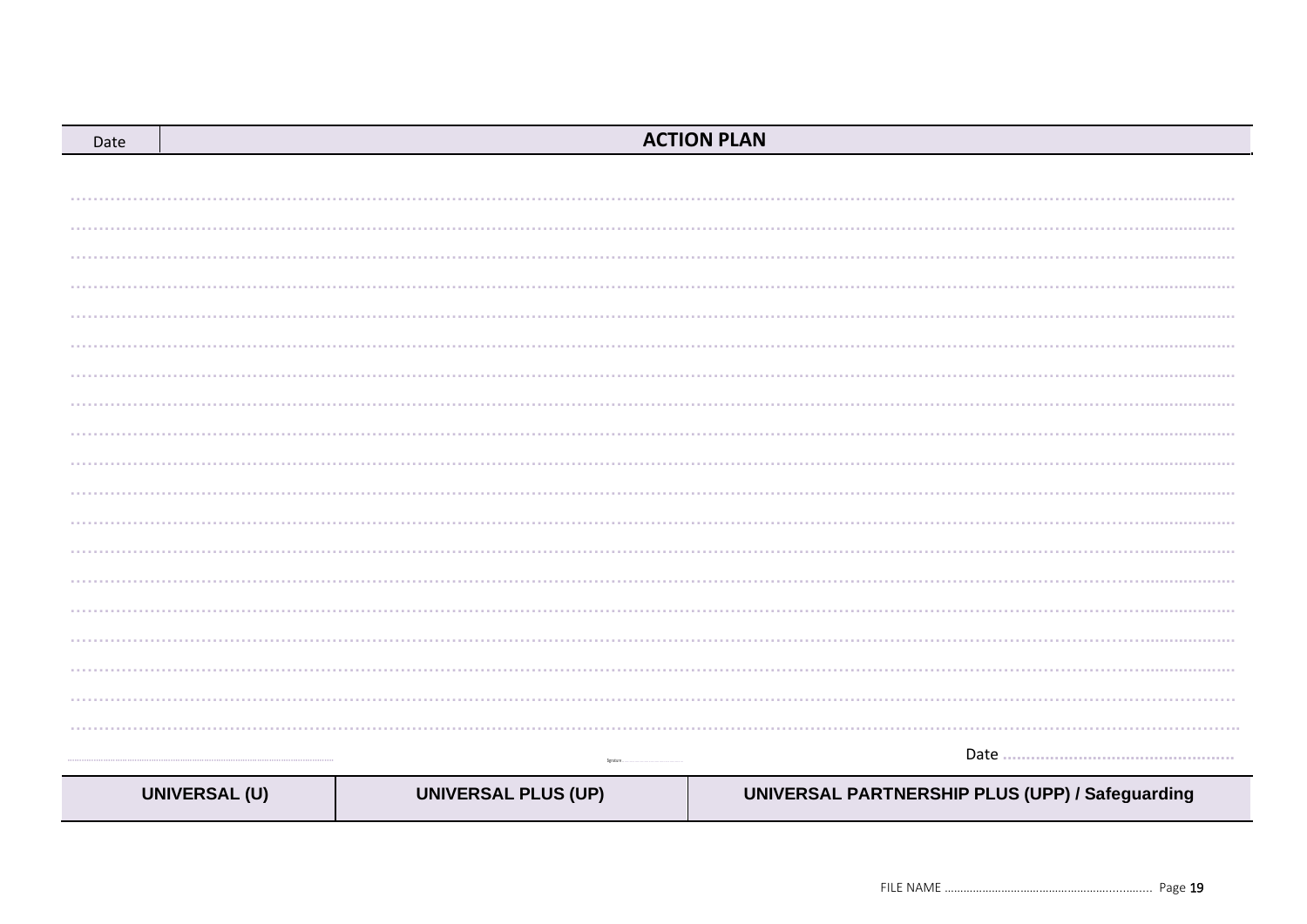| Date | ACTION PLAN |
|---|---|

..................................................................................................................................................................................................................

..................................................................................................................................................................................................................

..................................................................................................................................................................................................................

..................................................................................................................................................................................................................

..................................................................................................................................................................................................................

..................................................................................................................................................................................................................

..................................................................................................................................................................................................................

..................................................................................................................................................................................................................

..................................................................................................................................................................................................................

..................................................................................................................................................................................................................

..................................................................................................................................................................................................................

..................................................................................................................................................................................................................

..................................................................................................................................................................................................................

..................................................................................................................................................................................................................

..................................................................................................................................................................................................................

..................................................................................................................................................................................................................

..................................................................................................................................................................................................................

..................................................................................................................................................................................................................

..................................................................................................................................................................................................................

.............................................................. Signature.................................. Date ..................................................

| UNIVERSAL (U) | UNIVERSAL PLUS (UP) | UNIVERSAL PARTNERSHIP PLUS (UPP) / Safeguarding |
|---|---|---|

FILE NAME ..................................................................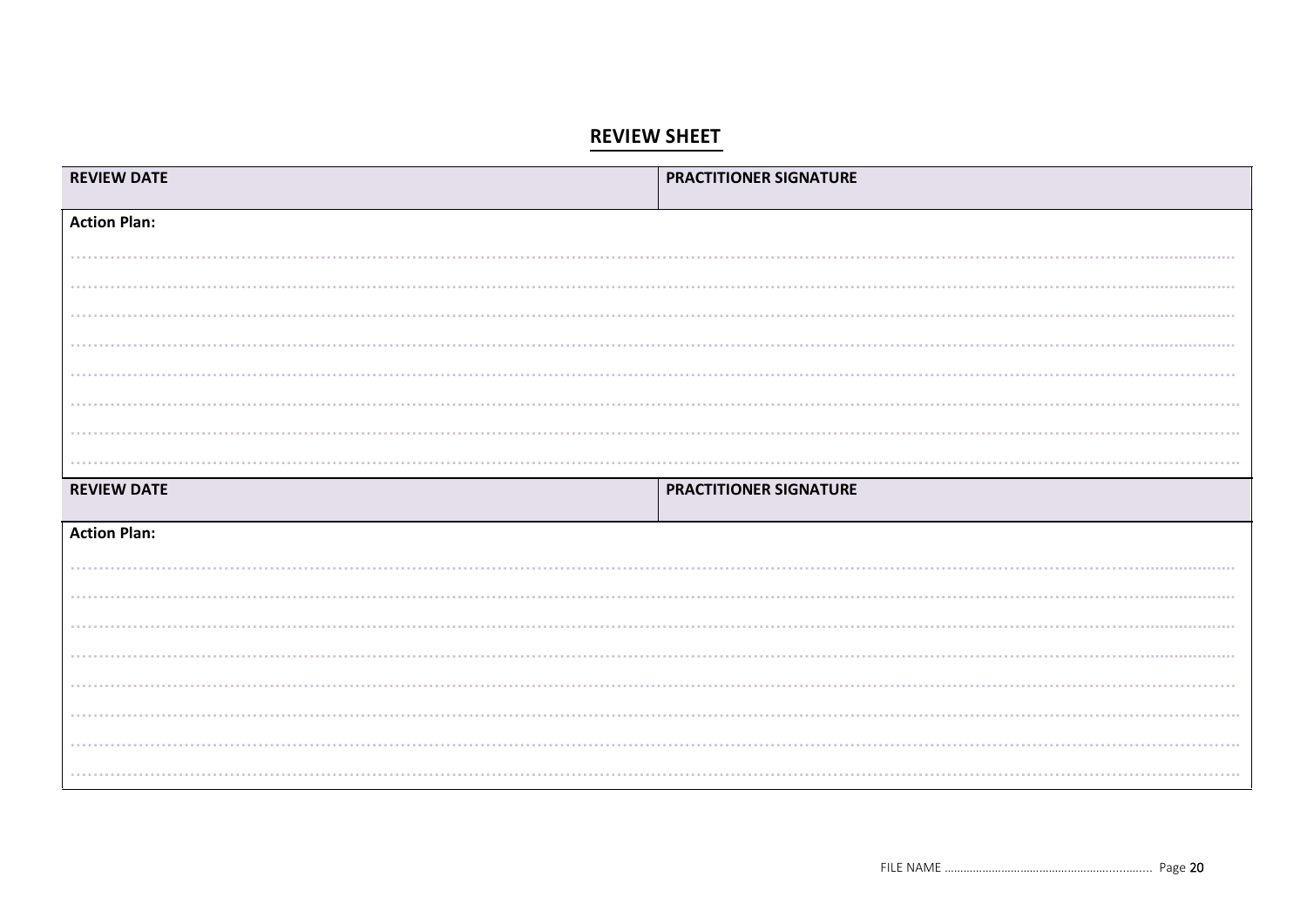## REVIEW SHEET

| REVIEW DATE | PRACTITIONER SIGNATURE |
|---|---|
| **Action Plan:** | |

| REVIEW DATE | PRACTITIONER SIGNATURE |
|---|---|
| **Action Plan:** | |

FILE NAME ……………………………………………………..........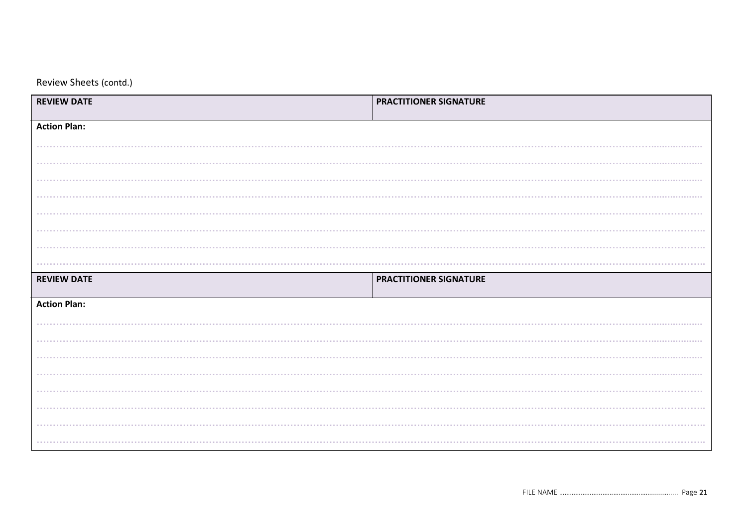Review Sheets (contd.)

| REVIEW DATE | PRACTITIONER SIGNATURE |
| --- | --- |
| **Action Plan:** | |

| REVIEW DATE | PRACTITIONER SIGNATURE |
| --- | --- |
| **Action Plan:** | |

FILE NAME ..............................................................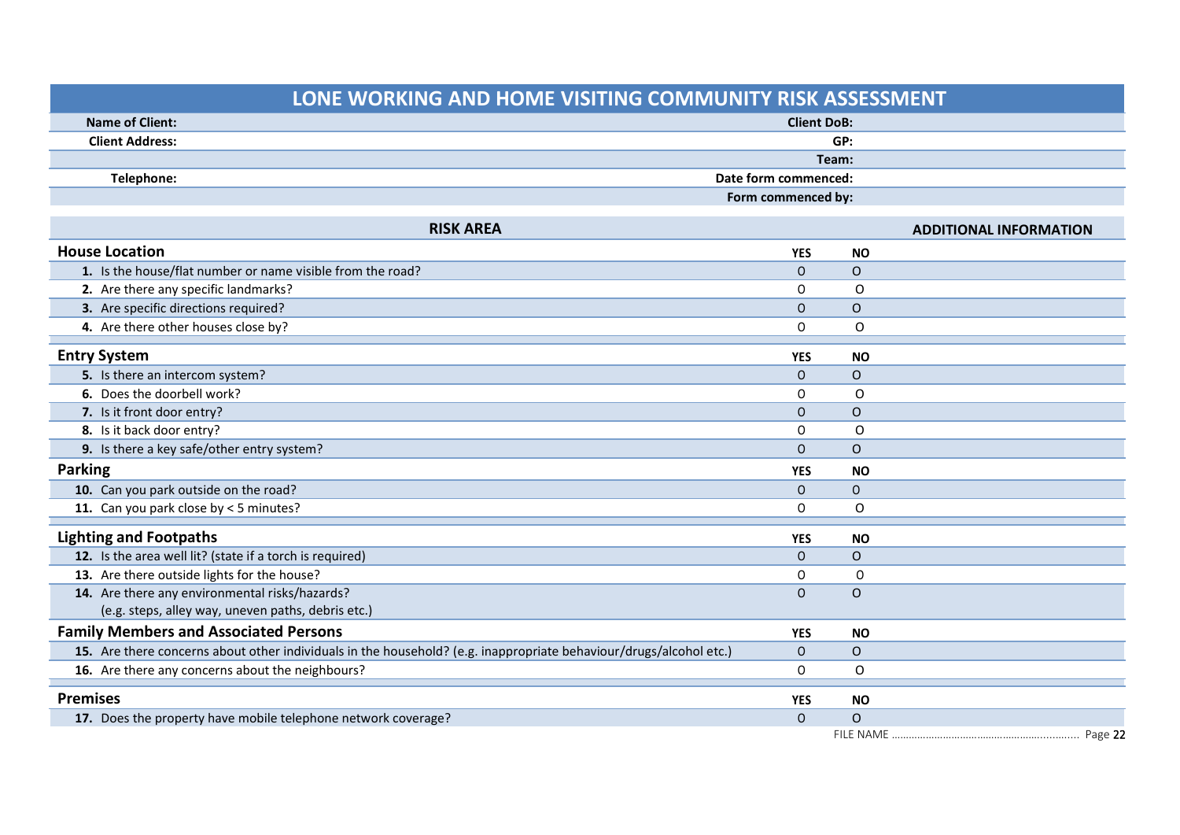# LONE WORKING AND HOME VISITING COMMUNITY RISK ASSESSMENT

| | |
|---|---|
| **Name of Client:** | **Client DoB:** |
| **Client Address:** | **GP:** |
| | **Team:** |
| **Telephone:** | **Date form commenced:** |
| | **Form commenced by:** |

| **RISK AREA** | | | **ADDITIONAL INFORMATION** |
|---|---|---|---|
| **House Location** | **YES** | **NO** | |
| **1.** Is the house/flat number or name visible from the road? | O | O | |
| **2.** Are there any specific landmarks? | O | O | |
| **3.** Are specific directions required? | O | O | |
| **4.** Are there other houses close by? | O | O | |
| **Entry System** | **YES** | **NO** | |
| **5.** Is there an intercom system? | O | O | |
| **6.** Does the doorbell work? | O | O | |
| **7.** Is it front door entry? | O | O | |
| **8.** Is it back door entry? | O | O | |
| **9.** Is there a key safe/other entry system? | O | O | |
| **Parking** | **YES** | **NO** | |
| **10.** Can you park outside on the road? | O | O | |
| **11.** Can you park close by < 5 minutes? | O | O | |
| **Lighting and Footpaths** | **YES** | **NO** | |
| **12.** Is the area well lit? (state if a torch is required) | O | O | |
| **13.** Are there outside lights for the house? | O | O | |
| **14.** Are there any environmental risks/hazards? (e.g. steps, alley way, uneven paths, debris etc.) | O | O | |
| **Family Members and Associated Persons** | **YES** | **NO** | |
| **15.** Are there concerns about other individuals in the household? (e.g. inappropriate behaviour/drugs/alcohol etc.) | O | O | |
| **16.** Are there any concerns about the neighbours? | O | O | |
| **Premises** | **YES** | **NO** | |
| **17.** Does the property have mobile telephone network coverage? | O | O | |

FILE NAME ……………………………………………………………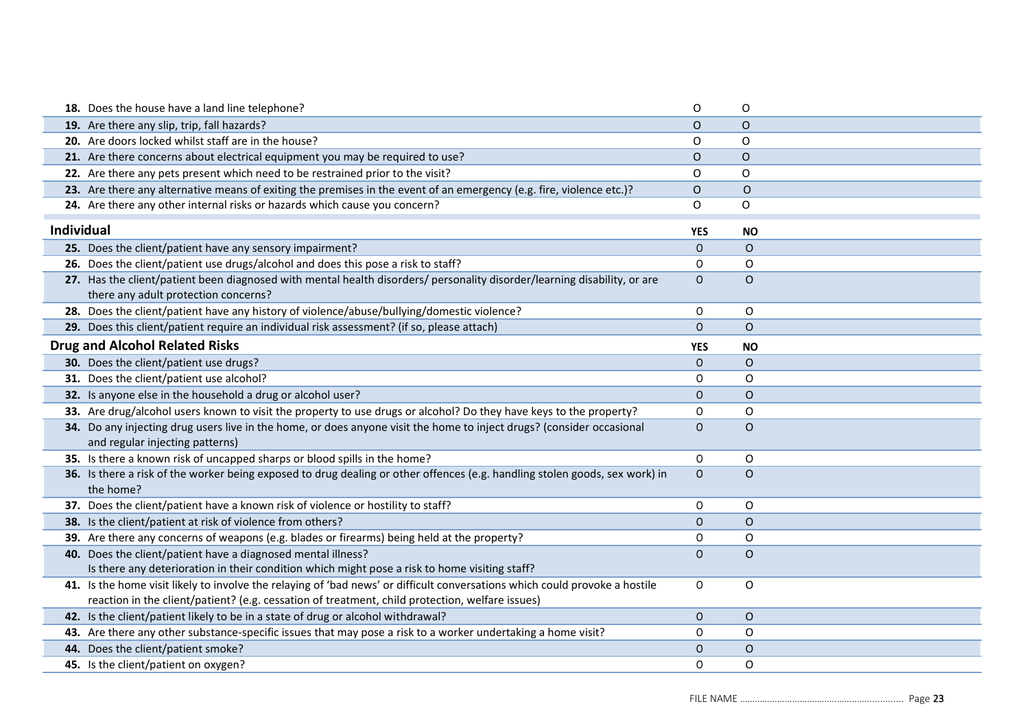| | YES | NO |
|---|---|---|
| **18.** Does the house have a land line telephone? | O | O |
| **19.** Are there any slip, trip, fall hazards? | O | O |
| **20.** Are doors locked whilst staff are in the house? | O | O |
| **21.** Are there concerns about electrical equipment you may be required to use? | O | O |
| **22.** Are there any pets present which need to be restrained prior to the visit? | O | O |
| **23.** Are there any alternative means of exiting the premises in the event of an emergency (e.g. fire, violence etc.)? | O | O |
| **24.** Are there any other internal risks or hazards which cause you concern? | O | O |

| **Individual** | **YES** | **NO** |
|---|---|---|
| **25.** Does the client/patient have any sensory impairment? | O | O |
| **26.** Does the client/patient use drugs/alcohol and does this pose a risk to staff? | O | O |
| **27.** Has the client/patient been diagnosed with mental health disorders/ personality disorder/learning disability, or are there any adult protection concerns? | O | O |
| **28.** Does the client/patient have any history of violence/abuse/bullying/domestic violence? | O | O |
| **29.** Does this client/patient require an individual risk assessment? (if so, please attach) | O | O |

| **Drug and Alcohol Related Risks** | **YES** | **NO** |
|---|---|---|
| **30.** Does the client/patient use drugs? | O | O |
| **31.** Does the client/patient use alcohol? | O | O |
| **32.** Is anyone else in the household a drug or alcohol user? | O | O |
| **33.** Are drug/alcohol users known to visit the property to use drugs or alcohol? Do they have keys to the property? | O | O |
| **34.** Do any injecting drug users live in the home, or does anyone visit the home to inject drugs? (consider occasional and regular injecting patterns) | O | O |
| **35.** Is there a known risk of uncapped sharps or blood spills in the home? | O | O |
| **36.** Is there a risk of the worker being exposed to drug dealing or other offences (e.g. handling stolen goods, sex work) in the home? | O | O |
| **37.** Does the client/patient have a known risk of violence or hostility to staff? | O | O |
| **38.** Is the client/patient at risk of violence from others? | O | O |
| **39.** Are there any concerns of weapons (e.g. blades or firearms) being held at the property? | O | O |
| **40.** Does the client/patient have a diagnosed mental illness? Is there any deterioration in their condition which might pose a risk to home visiting staff? | O | O |
| **41.** Is the home visit likely to involve the relaying of 'bad news' or difficult conversations which could provoke a hostile reaction in the client/patient? (e.g. cessation of treatment, child protection, welfare issues) | O | O |
| **42.** Is the client/patient likely to be in a state of drug or alcohol withdrawal? | O | O |
| **43.** Are there any other substance-specific issues that may pose a risk to a worker undertaking a home visit? | O | O |
| **44.** Does the client/patient smoke? | O | O |
| **45.** Is the client/patient on oxygen? | O | O |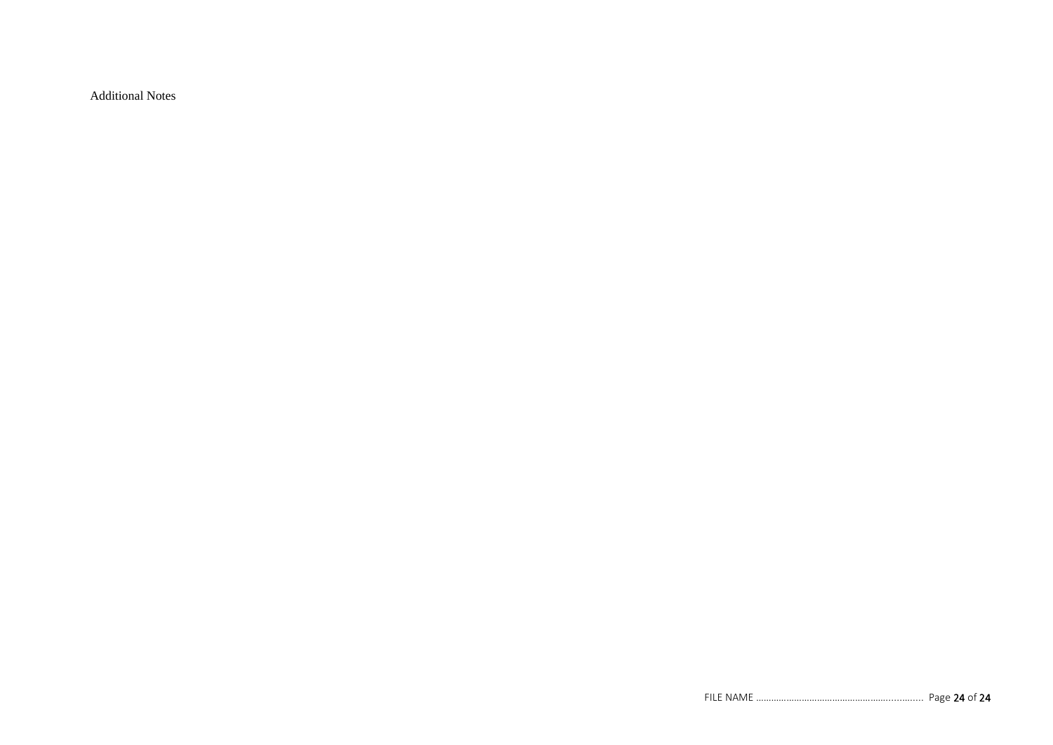Additional Notes